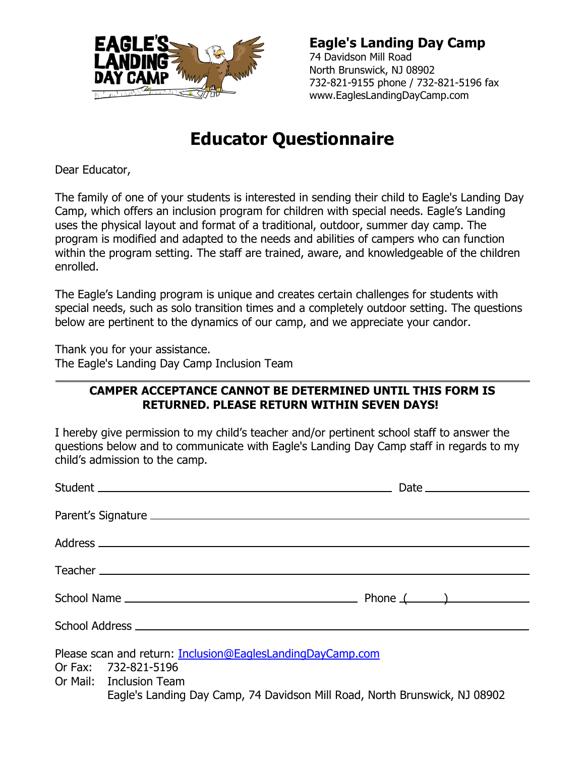**Eagle's Landing Day Camp**
74 Davidson Mill Road
North Brunswick, NJ 08902
732-821-9155 phone / 732-821-5196 fax
www.EaglesLandingDayCamp.com

# Educator Questionnaire

Dear Educator,

The family of one of your students is interested in sending their child to Eagle's Landing Day Camp, which offers an inclusion program for children with special needs. Eagle's Landing uses the physical layout and format of a traditional, outdoor, summer day camp. The program is modified and adapted to the needs and abilities of campers who can function within the program setting. The staff are trained, aware, and knowledgeable of the children enrolled.

The Eagle's Landing program is unique and creates certain challenges for students with special needs, such as solo transition times and a completely outdoor setting. The questions below are pertinent to the dynamics of our camp, and we appreciate your candor.

Thank you for your assistance.
The Eagle's Landing Day Camp Inclusion Team

---

**CAMPER ACCEPTANCE CANNOT BE DETERMINED UNTIL THIS FORM IS RETURNED. PLEASE RETURN WITHIN SEVEN DAYS!**

I hereby give permission to my child's teacher and/or pertinent school staff to answer the questions below and to communicate with Eagle's Landing Day Camp staff in regards to my child's admission to the camp.

Student ______________________________ Date ______________

Parent's Signature ______________________________

Address ______________________________

Teacher ______________________________

School Name ______________________________ Phone (_____) ______________

School Address ______________________________

Please scan and return: [Inclusion@EaglesLandingDayCamp.com](mailto:Inclusion@EaglesLandingDayCamp.com)
Or Fax: 732-821-5196
Or Mail: Inclusion Team
Eagle's Landing Day Camp, 74 Davidson Mill Road, North Brunswick, NJ 08902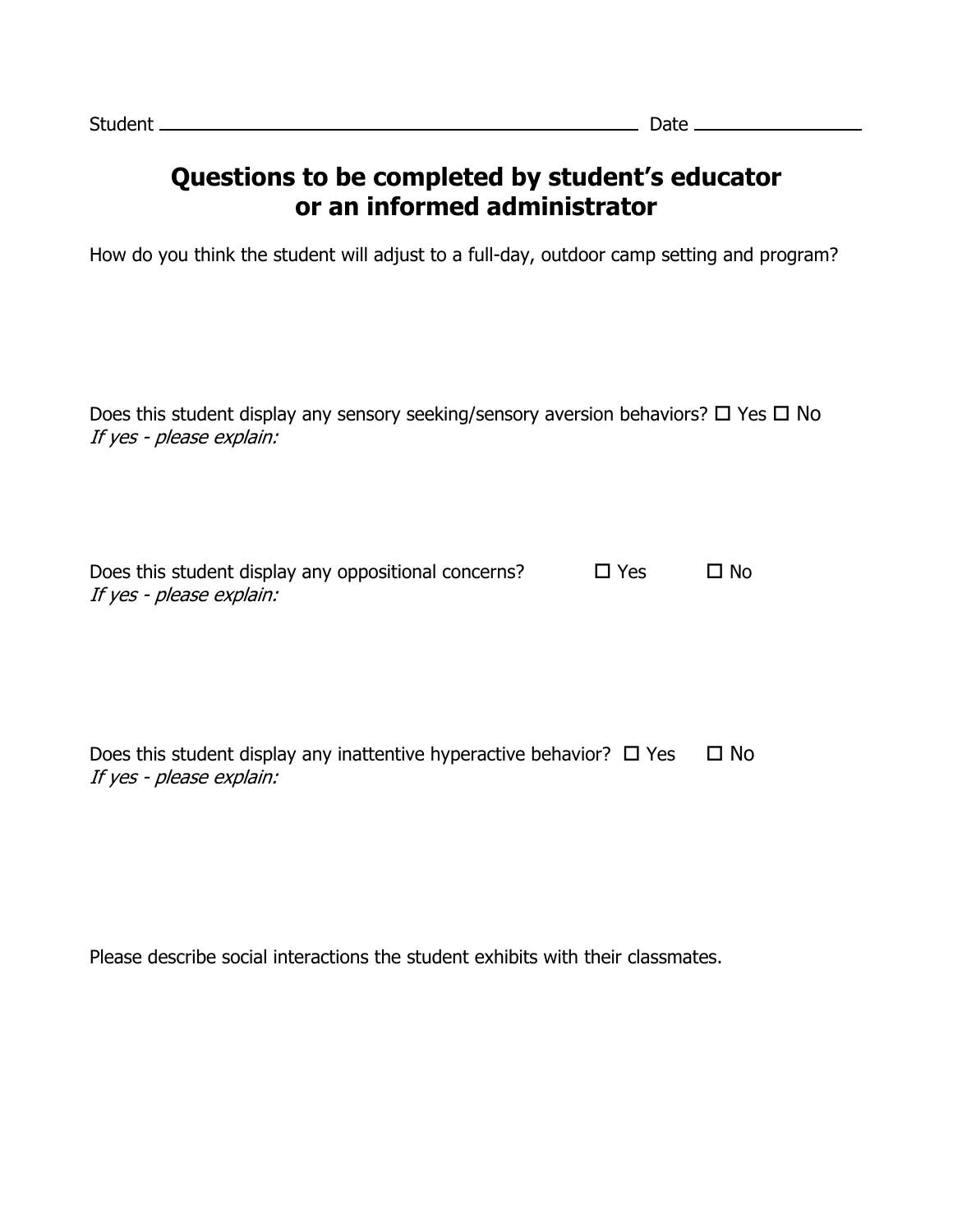Student ______________________________________ Date ______________

## Questions to be completed by student's educator or an informed administrator

How do you think the student will adjust to a full-day, outdoor camp setting and program?

Does this student display any sensory seeking/sensory aversion behaviors? ☐ Yes ☐ No
*If yes - please explain:*

Does this student display any oppositional concerns? ☐ Yes ☐ No
*If yes - please explain:*

Does this student display any inattentive hyperactive behavior? ☐ Yes ☐ No
*If yes - please explain:*

Please describe social interactions the student exhibits with their classmates.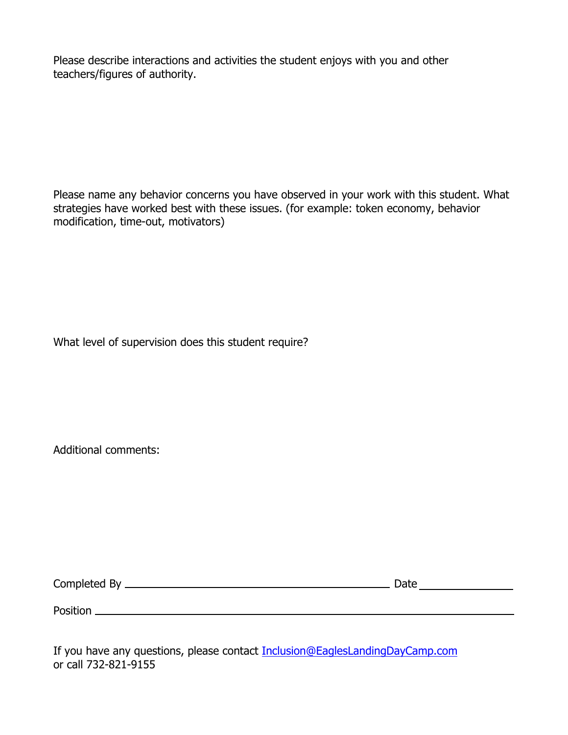Please describe interactions and activities the student enjoys with you and other teachers/figures of authority.

Please name any behavior concerns you have observed in your work with this student. What strategies have worked best with these issues. (for example: token economy, behavior modification, time-out, motivators)

What level of supervision does this student require?

Additional comments:

Completed By ______________________________ Date ______________

Position ______________________________________________

If you have any questions, please contact [Inclusion@EaglesLandingDayCamp.com](mailto:Inclusion@EaglesLandingDayCamp.com) or call 732-821-9155